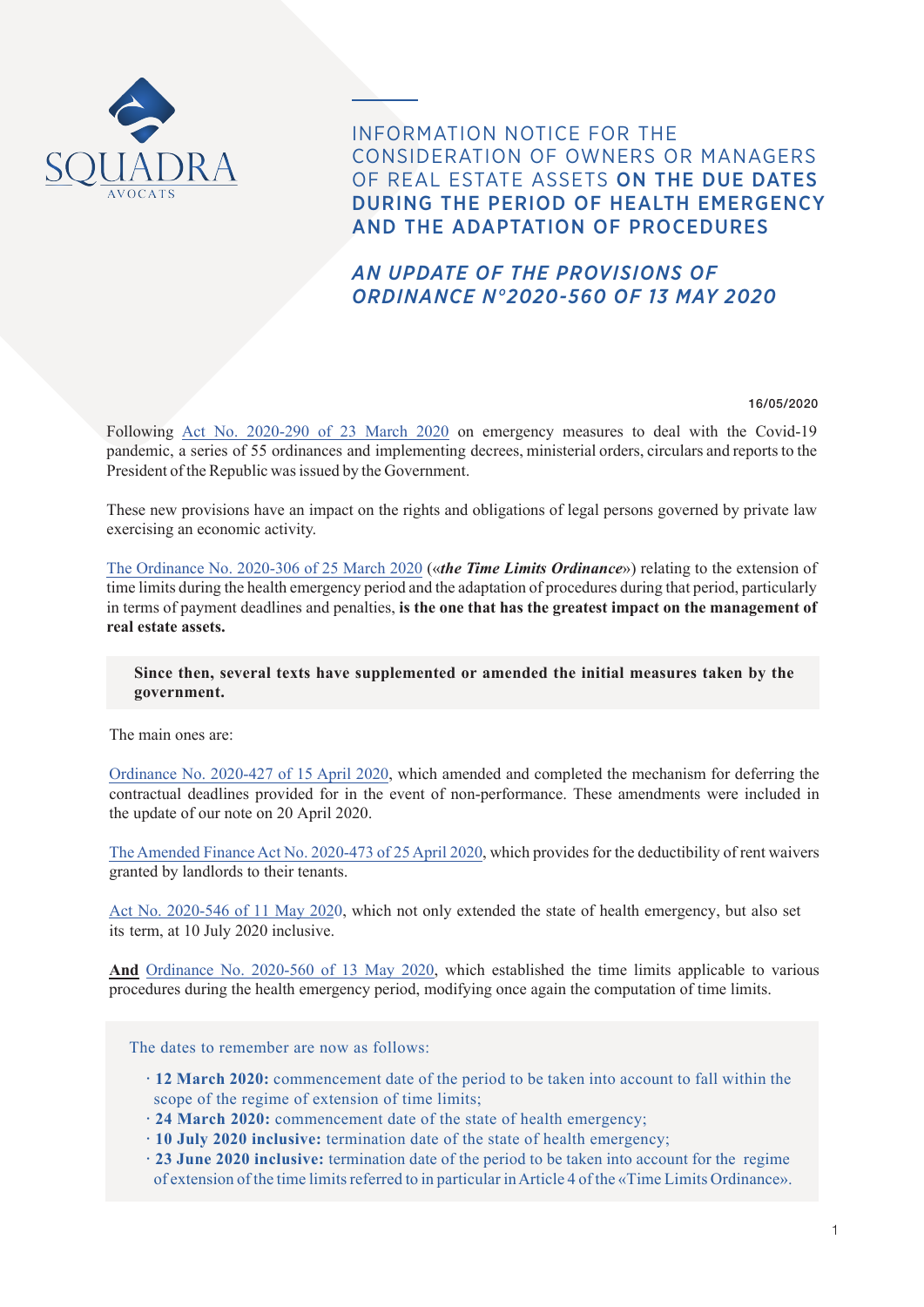# INFORMATION NOTICE FOR THE CONSIDERATION OF OWNERS OR MANAGERS OF REAL ESTATE ASSETS **ON THE DUE DATES DURING THE PERIOD OF HEALTH EMERGENCY AND THE ADAPTATION OF PROCEDURES**

## *AN UPDATE OF THE PROVISIONS OF ORDINANCE N°2020-560 OF 13 MAY 2020*

16/05/2020

Following Act No. 2020-290 of 23 March 2020 on emergency measures to deal with the Covid-19 pandemic, a series of 55 ordinances and implementing decrees, ministerial orders, circulars and reports to the President of the Republic was issued by the Government.

These new provisions have an impact on the rights and obligations of legal persons governed by private law exercising an economic activity.

The Ordinance No. 2020-306 of 25 March 2020 («***the Time Limits Ordinance***») relating to the extension of time limits during the health emergency period and the adaptation of procedures during that period, particularly in terms of payment deadlines and penalties, **is the one that has the greatest impact on the management of real estate assets.**

**Since then, several texts have supplemented or amended the initial measures taken by the government.**

The main ones are:

Ordinance No. 2020-427 of 15 April 2020, which amended and completed the mechanism for deferring the contractual deadlines provided for in the event of non-performance. These amendments were included in the update of our note on 20 April 2020.

The Amended Finance Act No. 2020-473 of 25 April 2020, which provides for the deductibility of rent waivers granted by landlords to their tenants.

Act No. 2020-546 of 11 May 2020, which not only extended the state of health emergency, but also set its term, at 10 July 2020 inclusive.

**And** Ordinance No. 2020-560 of 13 May 2020, which established the time limits applicable to various procedures during the health emergency period, modifying once again the computation of time limits.

The dates to remember are now as follows:

- **12 March 2020:** commencement date of the period to be taken into account to fall within the scope of the regime of extension of time limits;
- **24 March 2020:** commencement date of the state of health emergency;
- **10 July 2020 inclusive:** termination date of the state of health emergency;
- **23 June 2020 inclusive:** termination date of the period to be taken into account for the regime of extension of the time limits referred to in particular in Article 4 of the «Time Limits Ordinance».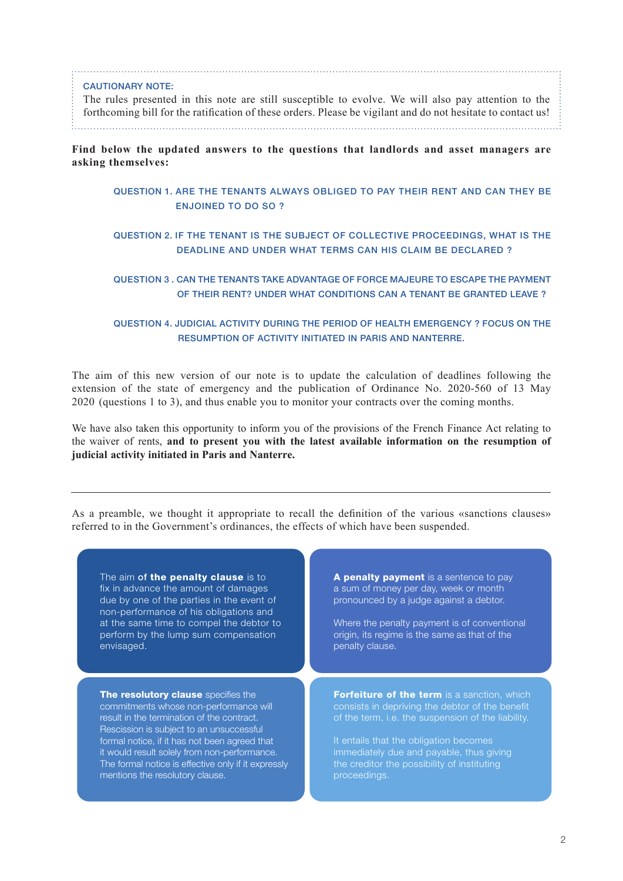**CAUTIONARY NOTE:**
The rules presented in this note are still susceptible to evolve. We will also pay attention to the forthcoming bill for the ratification of these orders. Please be vigilant and do not hesitate to contact us!

**Find below the updated answers to the questions that landlords and asset managers are asking themselves:**

- QUESTION 1. ARE THE TENANTS ALWAYS OBLIGED TO PAY THEIR RENT AND CAN THEY BE ENJOINED TO DO SO ?
- QUESTION 2. IF THE TENANT IS THE SUBJECT OF COLLECTIVE PROCEEDINGS, WHAT IS THE DEADLINE AND UNDER WHAT TERMS CAN HIS CLAIM BE DECLARED ?
- QUESTION 3 . CAN THE TENANTS TAKE ADVANTAGE OF FORCE MAJEURE TO ESCAPE THE PAYMENT OF THEIR RENT? UNDER WHAT CONDITIONS CAN A TENANT BE GRANTED LEAVE ?
- QUESTION 4. JUDICIAL ACTIVITY DURING THE PERIOD OF HEALTH EMERGENCY ? FOCUS ON THE RESUMPTION OF ACTIVITY INITIATED IN PARIS AND NANTERRE.

The aim of this new version of our note is to update the calculation of deadlines following the extension of the state of emergency and the publication of Ordinance No. 2020-560 of 13 May 2020 (questions 1 to 3), and thus enable you to monitor your contracts over the coming months.

We have also taken this opportunity to inform you of the provisions of the French Finance Act relating to the waiver of rents, **and to present you with the latest available information on the resumption of judicial activity initiated in Paris and Nanterre.**

---

As a preamble, we thought it appropriate to recall the definition of the various «sanctions clauses» referred to in the Government's ordinances, the effects of which have been suspended.

The aim **of the penalty clause** is to fix in advance the amount of damages due by one of the parties in the event of non-performance of his obligations and at the same time to compel the debtor to perform by the lump sum compensation envisaged.

**A penalty payment** is a sentence to pay a sum of money per day, week or month pronounced by a judge against a debtor.

Where the penalty payment is of conventional origin, its regime is the same as that of the penalty clause.

**The resolutory clause** specifies the commitments whose non-performance will result in the termination of the contract. Rescission is subject to an unsuccessful formal notice, if it has not been agreed that it would result solely from non-performance. The formal notice is effective only if it expressly mentions the resolutory clause.

**Forfeiture of the term** is a sanction, which consists in depriving the debtor of the benefit of the term, i.e. the suspension of the liability.

It entails that the obligation becomes immediately due and payable, thus giving the creditor the possibility of instituting proceedings.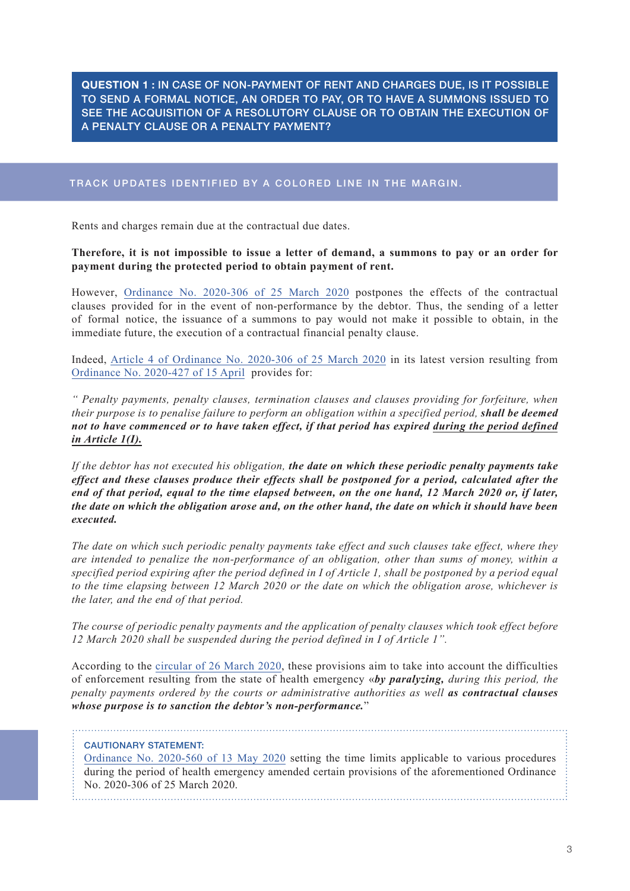## QUESTION 1 : IN CASE OF NON-PAYMENT OF RENT AND CHARGES DUE, IS IT POSSIBLE TO SEND A FORMAL NOTICE, AN ORDER TO PAY, OR TO HAVE A SUMMONS ISSUED TO SEE THE ACQUISITION OF A RESOLUTORY CLAUSE OR TO OBTAIN THE EXECUTION OF A PENALTY CLAUSE OR A PENALTY PAYMENT?

TRACK UPDATES IDENTIFIED BY A COLORED LINE IN THE MARGIN.

Rents and charges remain due at the contractual due dates.

**Therefore, it is not impossible to issue a letter of demand, a summons to pay or an order for payment during the protected period to obtain payment of rent.**

However, Ordinance No. 2020-306 of 25 March 2020 postpones the effects of the contractual clauses provided for in the event of non-performance by the debtor. Thus, the sending of a letter of formal notice, the issuance of a summons to pay would not make it possible to obtain, in the immediate future, the execution of a contractual financial penalty clause.

Indeed, Article 4 of Ordinance No. 2020-306 of 25 March 2020 in its latest version resulting from Ordinance No. 2020-427 of 15 April provides for:

*" Penalty payments, penalty clauses, termination clauses and clauses providing for forfeiture, when their purpose is to penalise failure to perform an obligation within a specified period,* ***shall be deemed not to have commenced or to have taken effect, if that period has expired <u>during the period defined in Article 1(I).</u>***

*If the debtor has not executed his obligation,* ***the date on which these periodic penalty payments take effect and these clauses produce their effects shall be postponed for a period, calculated after the end of that period, equal to the time elapsed between, on the one hand, 12 March 2020 or, if later, the date on which the obligation arose and, on the other hand, the date on which it should have been executed.***

*The date on which such periodic penalty payments take effect and such clauses take effect, where they are intended to penalize the non-performance of an obligation, other than sums of money, within a specified period expiring after the period defined in I of Article 1, shall be postponed by a period equal to the time elapsing between 12 March 2020 or the date on which the obligation arose, whichever is the later, and the end of that period.*

*The course of periodic penalty payments and the application of penalty clauses which took effect before 12 March 2020 shall be suspended during the period defined in I of Article 1".*

According to the circular of 26 March 2020, these provisions aim to take into account the difficulties of enforcement resulting from the state of health emergency «***by paralyzing,*** *during this period, the penalty payments ordered by the courts or administrative authorities as well* ***as contractual clauses whose purpose is to sanction the debtor's non-performance.***"

**CAUTIONARY STATEMENT:**
Ordinance No. 2020-560 of 13 May 2020 setting the time limits applicable to various procedures during the period of health emergency amended certain provisions of the aforementioned Ordinance No. 2020-306 of 25 March 2020.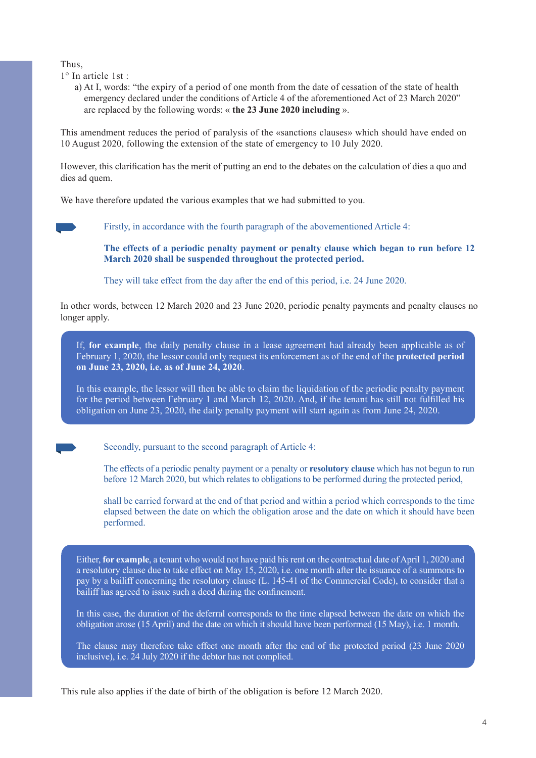Thus,

1° In article 1st :

a) At I, words: "the expiry of a period of one month from the date of cessation of the state of health emergency declared under the conditions of Article 4 of the aforementioned Act of 23 March 2020" are replaced by the following words: « **the 23 June 2020 including** ».

This amendment reduces the period of paralysis of the «sanctions clauses» which should have ended on 10 August 2020, following the extension of the state of emergency to 10 July 2020.

However, this clarification has the merit of putting an end to the debates on the calculation of dies a quo and dies ad quem.

We have therefore updated the various examples that we had submitted to you.

Firstly, in accordance with the fourth paragraph of the abovementioned Article 4:

**The effects of a periodic penalty payment or penalty clause which began to run before 12 March 2020 shall be suspended throughout the protected period.**

They will take effect from the day after the end of this period, i.e. 24 June 2020.

In other words, between 12 March 2020 and 23 June 2020, periodic penalty payments and penalty clauses no longer apply.

> If, **for example**, the daily penalty clause in a lease agreement had already been applicable as of February 1, 2020, the lessor could only request its enforcement as of the end of the **protected period on June 23, 2020, i.e. as of June 24, 2020**.
>
> In this example, the lessor will then be able to claim the liquidation of the periodic penalty payment for the period between February 1 and March 12, 2020. And, if the tenant has still not fulfilled his obligation on June 23, 2020, the daily penalty payment will start again as from June 24, 2020.

Secondly, pursuant to the second paragraph of Article 4:

The effects of a periodic penalty payment or a penalty or **resolutory clause** which has not begun to run before 12 March 2020, but which relates to obligations to be performed during the protected period,

shall be carried forward at the end of that period and within a period which corresponds to the time elapsed between the date on which the obligation arose and the date on which it should have been performed.

> Either, **for example**, a tenant who would not have paid his rent on the contractual date of April 1, 2020 and a resolutory clause due to take effect on May 15, 2020, i.e. one month after the issuance of a summons to pay by a bailiff concerning the resolutory clause (L. 145-41 of the Commercial Code), to consider that a bailiff has agreed to issue such a deed during the confinement.
>
> In this case, the duration of the deferral corresponds to the time elapsed between the date on which the obligation arose (15 April) and the date on which it should have been performed (15 May), i.e. 1 month.
>
> The clause may therefore take effect one month after the end of the protected period (23 June 2020 inclusive), i.e. 24 July 2020 if the debtor has not complied.

This rule also applies if the date of birth of the obligation is before 12 March 2020.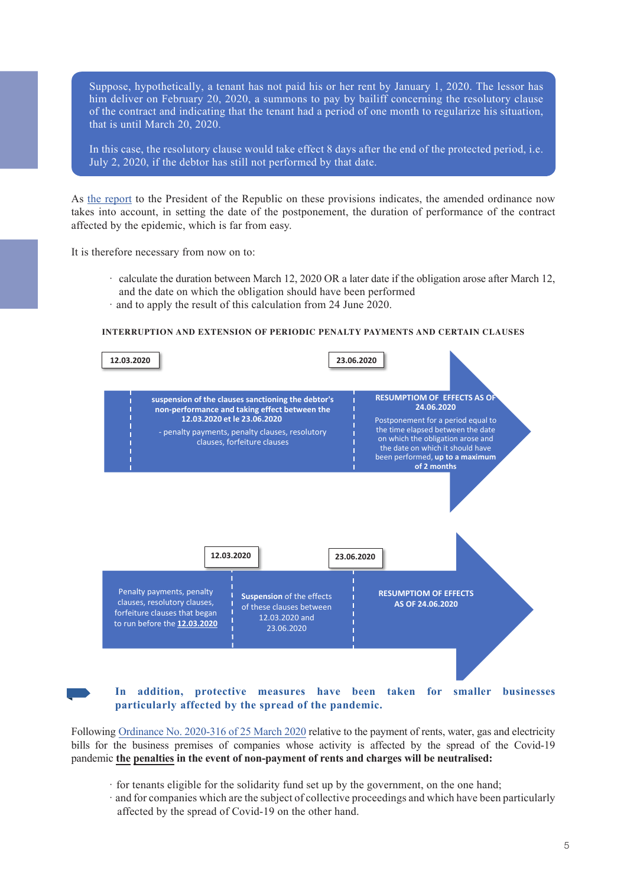> Suppose, hypothetically, a tenant has not paid his or her rent by January 1, 2020. The lessor has him deliver on February 20, 2020, a summons to pay by bailiff concerning the resolutory clause of the contract and indicating that the tenant had a period of one month to regularize his situation, that is until March 20, 2020.
>
> In this case, the resolutory clause would take effect 8 days after the end of the protected period, i.e. July 2, 2020, if the debtor has still not performed by that date.

As the report to the President of the Republic on these provisions indicates, the amended ordinance now takes into account, in setting the date of the postponement, the duration of performance of the contract affected by the epidemic, which is far from easy.

It is therefore necessary from now on to:

- calculate the duration between March 12, 2020 OR a later date if the obligation arose after March 12, and the date on which the obligation should have been performed
- and to apply the result of this calculation from 24 June 2020.

**INTERRUPTION AND EXTENSION OF PERIODIC PENALTY PAYMENTS AND CERTAIN CLAUSES**

| 12.03.2020 | 23.06.2020 |
|---|---|
| **suspension of the clauses sanctioning the debtor's non-performance and taking effect between the 12.03.2020 et le 23.06.2020** - penalty payments, penalty clauses, resolutory clauses, forfeiture clauses | **RESUMPTIOM OF EFFECTS AS OF 24.06.2020** Postponement for a period equal to the time elapsed between the date on which the obligation arose and the date on which it should have been performed, **up to a maximum of 2 months** |

| | 12.03.2020 | 23.06.2020 |
|---|---|---|
| Penalty payments, penalty clauses, resolutory clauses, forfeiture clauses that began to run before the **12.03.2020** | **Suspension** of the effects of these clauses between 12.03.2020 and 23.06.2020 | **RESUMPTION OF EFFECTS AS OF 24.06.2020** |

**In addition, protective measures have been taken for smaller businesses particularly affected by the spread of the pandemic.**

Following Ordinance No. 2020-316 of 25 March 2020 relative to the payment of rents, water, gas and electricity bills for the business premises of companies whose activity is affected by the spread of the Covid-19 pandemic **the penalties in the event of non-payment of rents and charges will be neutralised:**

- for tenants eligible for the solidarity fund set up by the government, on the one hand;
- and for companies which are the subject of collective proceedings and which have been particularly affected by the spread of Covid-19 on the other hand.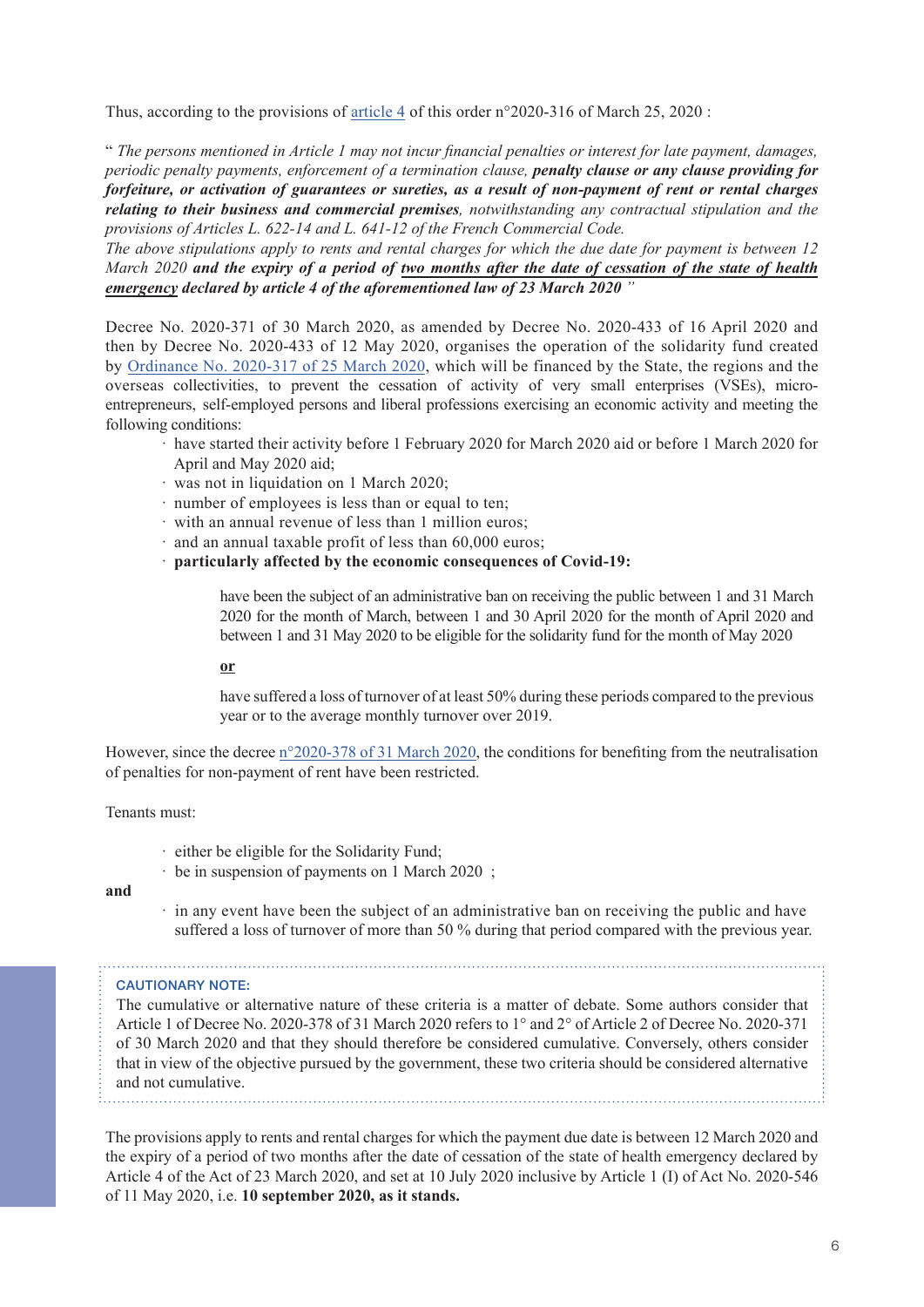Thus, according to the provisions of article 4 of this order n°2020-316 of March 25, 2020 :

" *The persons mentioned in Article 1 may not incur financial penalties or interest for late payment, damages, periodic penalty payments, enforcement of a termination clause,* ***penalty clause or any clause providing for forfeiture, or activation of guarantees or sureties, as a result of non-payment of rent or rental charges relating to their business and commercial premises****, notwithstanding any contractual stipulation and the provisions of Articles L. 622-14 and L. 641-12 of the French Commercial Code.*

*The above stipulations apply to rents and rental charges for which the due date for payment is between 12 March 2020* ***and the expiry of a period of*** ***<u>two months after the date of cessation of the state of health emergency</u>*** ***declared by article 4 of the aforementioned law of 23 March 2020*** *"*

Decree No. 2020-371 of 30 March 2020, as amended by Decree No. 2020-433 of 16 April 2020 and then by Decree No. 2020-433 of 12 May 2020, organises the operation of the solidarity fund created by Ordinance No. 2020-317 of 25 March 2020, which will be financed by the State, the regions and the overseas collectivities, to prevent the cessation of activity of very small enterprises (VSEs), micro-entrepreneurs, self-employed persons and liberal professions exercising an economic activity and meeting the following conditions:

- have started their activity before 1 February 2020 for March 2020 aid or before 1 March 2020 for April and May 2020 aid;
- was not in liquidation on 1 March 2020;
- number of employees is less than or equal to ten;
- with an annual revenue of less than 1 million euros;
- and an annual taxable profit of less than 60,000 euros;
- **particularly affected by the economic consequences of Covid-19:**

  have been the subject of an administrative ban on receiving the public between 1 and 31 March 2020 for the month of March, between 1 and 30 April 2020 for the month of April 2020 and between 1 and 31 May 2020 to be eligible for the solidarity fund for the month of May 2020

  **<u>or</u>**

  have suffered a loss of turnover of at least 50% during these periods compared to the previous year or to the average monthly turnover over 2019.

However, since the decree n°2020-378 of 31 March 2020, the conditions for benefiting from the neutralisation of penalties for non-payment of rent have been restricted.

Tenants must:

- either be eligible for the Solidarity Fund;
- be in suspension of payments on 1 March 2020 ;

**and**

- in any event have been the subject of an administrative ban on receiving the public and have suffered a loss of turnover of more than 50 % during that period compared with the previous year.

**CAUTIONARY NOTE:**

The cumulative or alternative nature of these criteria is a matter of debate. Some authors consider that Article 1 of Decree No. 2020-378 of 31 March 2020 refers to 1° and 2° of Article 2 of Decree No. 2020-371 of 30 March 2020 and that they should therefore be considered cumulative. Conversely, others consider that in view of the objective pursued by the government, these two criteria should be considered alternative and not cumulative.

The provisions apply to rents and rental charges for which the payment due date is between 12 March 2020 and the expiry of a period of two months after the date of cessation of the state of health emergency declared by Article 4 of the Act of 23 March 2020, and set at 10 July 2020 inclusive by Article 1 (I) of Act No. 2020-546 of 11 May 2020, i.e. **10 september 2020, as it stands.**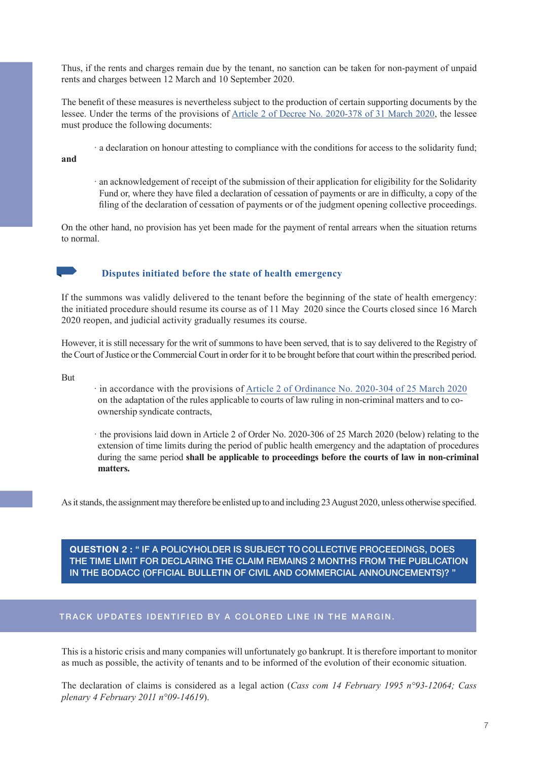Thus, if the rents and charges remain due by the tenant, no sanction can be taken for non-payment of unpaid rents and charges between 12 March and 10 September 2020.

The benefit of these measures is nevertheless subject to the production of certain supporting documents by the lessee. Under the terms of the provisions of Article 2 of Decree No. 2020-378 of 31 March 2020, the lessee must produce the following documents:

- a declaration on honour attesting to compliance with the conditions for access to the solidarity fund;

**and**

- an acknowledgement of receipt of the submission of their application for eligibility for the Solidarity Fund or, where they have filed a declaration of cessation of payments or are in difficulty, a copy of the filing of the declaration of cessation of payments or of the judgment opening collective proceedings.

On the other hand, no provision has yet been made for the payment of rental arrears when the situation returns to normal.

### Disputes initiated before the state of health emergency

If the summons was validly delivered to the tenant before the beginning of the state of health emergency: the initiated procedure should resume its course as of 11 May 2020 since the Courts closed since 16 March 2020 reopen, and judicial activity gradually resumes its course.

However, it is still necessary for the writ of summons to have been served, that is to say delivered to the Registry of the Court of Justice or the Commercial Court in order for it to be brought before that court within the prescribed period.

But

- in accordance with the provisions of Article 2 of Ordinance No. 2020-304 of 25 March 2020 on the adaptation of the rules applicable to courts of law ruling in non-criminal matters and to co-ownership syndicate contracts,
- the provisions laid down in Article 2 of Order No. 2020-306 of 25 March 2020 (below) relating to the extension of time limits during the period of public health emergency and the adaptation of procedures during the same period **shall be applicable to proceedings before the courts of law in non-criminal matters.**

As it stands, the assignment may therefore be enlisted up to and including 23 August 2020, unless otherwise specified.

## QUESTION 2 : " IF A POLICYHOLDER IS SUBJECT TO COLLECTIVE PROCEEDINGS, DOES THE TIME LIMIT FOR DECLARING THE CLAIM REMAINS 2 MONTHS FROM THE PUBLICATION IN THE BODACC (OFFICIAL BULLETIN OF CIVIL AND COMMERCIAL ANNOUNCEMENTS)? "

TRACK UPDATES IDENTIFIED BY A COLORED LINE IN THE MARGIN.

This is a historic crisis and many companies will unfortunately go bankrupt. It is therefore important to monitor as much as possible, the activity of tenants and to be informed of the evolution of their economic situation.

The declaration of claims is considered as a legal action (*Cass com 14 February 1995 n°93-12064; Cass plenary 4 February 2011 n°09-14619*).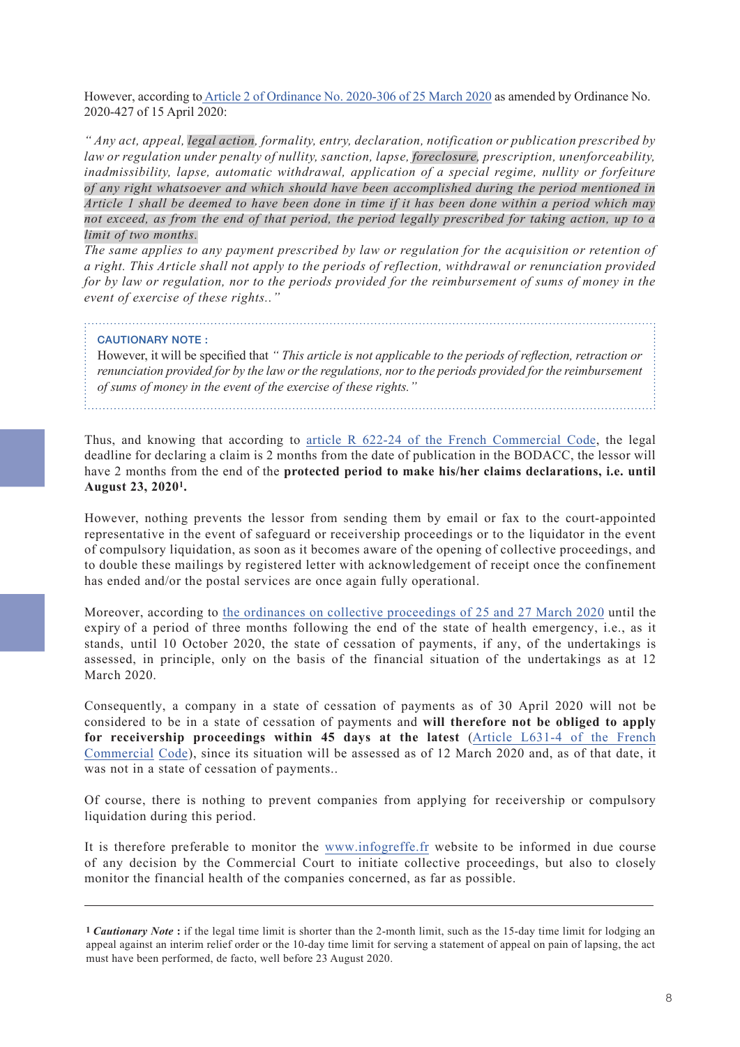However, according to Article 2 of Ordinance No. 2020-306 of 25 March 2020 as amended by Ordinance No. 2020-427 of 15 April 2020:

*" Any act, appeal, legal action, formality, entry, declaration, notification or publication prescribed by law or regulation under penalty of nullity, sanction, lapse, foreclosure, prescription, unenforceability, inadmissibility, lapse, automatic withdrawal, application of a special regime, nullity or forfeiture of any right whatsoever and which should have been accomplished during the period mentioned in Article 1 shall be deemed to have been done in time if it has been done within a period which may not exceed, as from the end of that period, the period legally prescribed for taking action, up to a limit of two months.*
*The same applies to any payment prescribed by law or regulation for the acquisition or retention of a right. This Article shall not apply to the periods of reflection, withdrawal or renunciation provided for by law or regulation, nor to the periods provided for the reimbursement of sums of money in the event of exercise of these rights.."*

> **CAUTIONARY NOTE :**
> However, it will be specified that *" This article is not applicable to the periods of reflection, retraction or renunciation provided for by the law or the regulations, nor to the periods provided for the reimbursement of sums of money in the event of the exercise of these rights."*

Thus, and knowing that according to article R 622-24 of the French Commercial Code, the legal deadline for declaring a claim is 2 months from the date of publication in the BODACC, the lessor will have 2 months from the end of the **protected period to make his/her claims declarations, i.e. until August 23, 2020[1].**

However, nothing prevents the lessor from sending them by email or fax to the court-appointed representative in the event of safeguard or receivership proceedings or to the liquidator in the event of compulsory liquidation, as soon as it becomes aware of the opening of collective proceedings, and to double these mailings by registered letter with acknowledgement of receipt once the confinement has ended and/or the postal services are once again fully operational.

Moreover, according to the ordinances on collective proceedings of 25 and 27 March 2020 until the expiry of a period of three months following the end of the state of health emergency, i.e., as it stands, until 10 October 2020, the state of cessation of payments, if any, of the undertakings is assessed, in principle, only on the basis of the financial situation of the undertakings as at 12 March 2020.

Consequently, a company in a state of cessation of payments as of 30 April 2020 will not be considered to be in a state of cessation of payments and **will therefore not be obliged to apply for receivership proceedings within 45 days at the latest** (Article L631-4 of the French Commercial Code), since its situation will be assessed as of 12 March 2020 and, as of that date, it was not in a state of cessation of payments..

Of course, there is nothing to prevent companies from applying for receivership or compulsory liquidation during this period.

It is therefore preferable to monitor the www.infogreffe.fr website to be informed in due course of any decision by the Commercial Court to initiate collective proceedings, but also to closely monitor the financial health of the companies concerned, as far as possible.

---

[1] ***Cautionary Note*** **:** if the legal time limit is shorter than the 2-month limit, such as the 15-day time limit for lodging an appeal against an interim relief order or the 10-day time limit for serving a statement of appeal on pain of lapsing, the act must have been performed, de facto, well before 23 August 2020.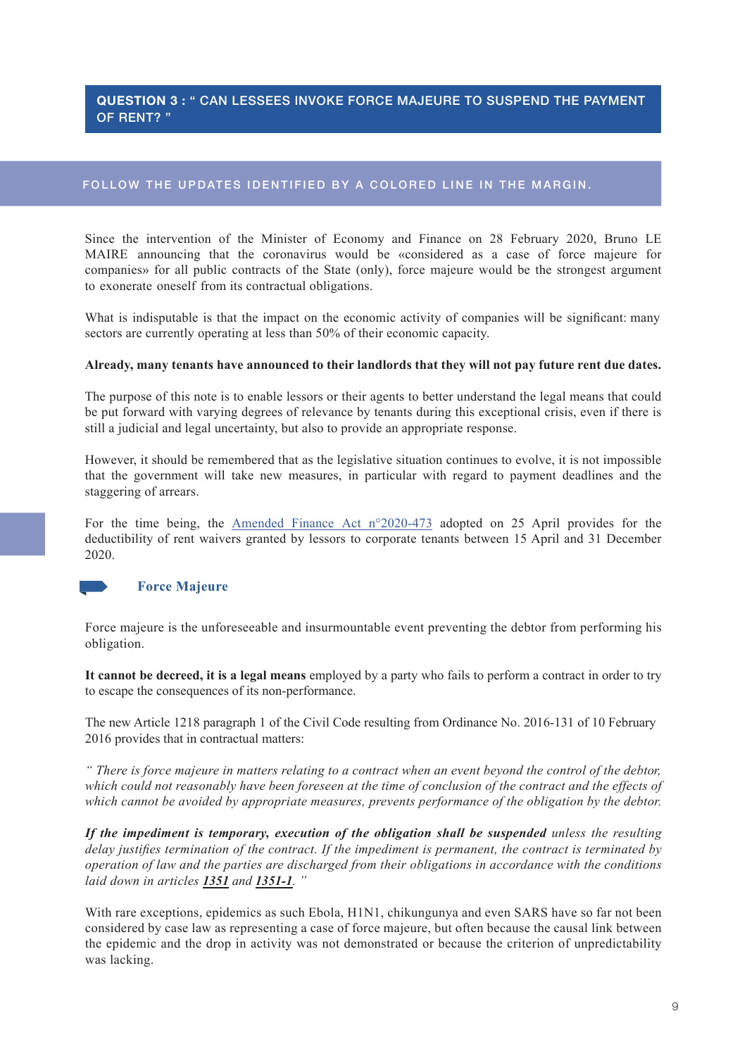## QUESTION 3 : " CAN LESSEES INVOKE FORCE MAJEURE TO SUSPEND THE PAYMENT OF RENT? "

FOLLOW THE UPDATES IDENTIFIED BY A COLORED LINE IN THE MARGIN.

Since the intervention of the Minister of Economy and Finance on 28 February 2020, Bruno LE MAIRE announcing that the coronavirus would be «considered as a case of force majeure for companies» for all public contracts of the State (only), force majeure would be the strongest argument to exonerate oneself from its contractual obligations.

What is indisputable is that the impact on the economic activity of companies will be significant: many sectors are currently operating at less than 50% of their economic capacity.

**Already, many tenants have announced to their landlords that they will not pay future rent due dates.**

The purpose of this note is to enable lessors or their agents to better understand the legal means that could be put forward with varying degrees of relevance by tenants during this exceptional crisis, even if there is still a judicial and legal uncertainty, but also to provide an appropriate response.

However, it should be remembered that as the legislative situation continues to evolve, it is not impossible that the government will take new measures, in particular with regard to payment deadlines and the staggering of arrears.

For the time being, the Amended Finance Act n°2020-473 adopted on 25 April provides for the deductibility of rent waivers granted by lessors to corporate tenants between 15 April and 31 December 2020.

### Force Majeure

Force majeure is the unforeseeable and insurmountable event preventing the debtor from performing his obligation.

**It cannot be decreed, it is a legal means** employed by a party who fails to perform a contract in order to try to escape the consequences of its non-performance.

The new Article 1218 paragraph 1 of the Civil Code resulting from Ordinance No. 2016-131 of 10 February 2016 provides that in contractual matters:

*" There is force majeure in matters relating to a contract when an event beyond the control of the debtor, which could not reasonably have been foreseen at the time of conclusion of the contract and the effects of which cannot be avoided by appropriate measures, prevents performance of the obligation by the debtor.*

***If the impediment is temporary, execution of the obligation shall be suspended*** *unless the resulting delay justifies termination of the contract. If the impediment is permanent, the contract is terminated by operation of law and the parties are discharged from their obligations in accordance with the conditions laid down in articles **1351** and **1351-1**. "*

With rare exceptions, epidemics as such Ebola, H1N1, chikungunya and even SARS have so far not been considered by case law as representing a case of force majeure, but often because the causal link between the epidemic and the drop in activity was not demonstrated or because the criterion of unpredictability was lacking.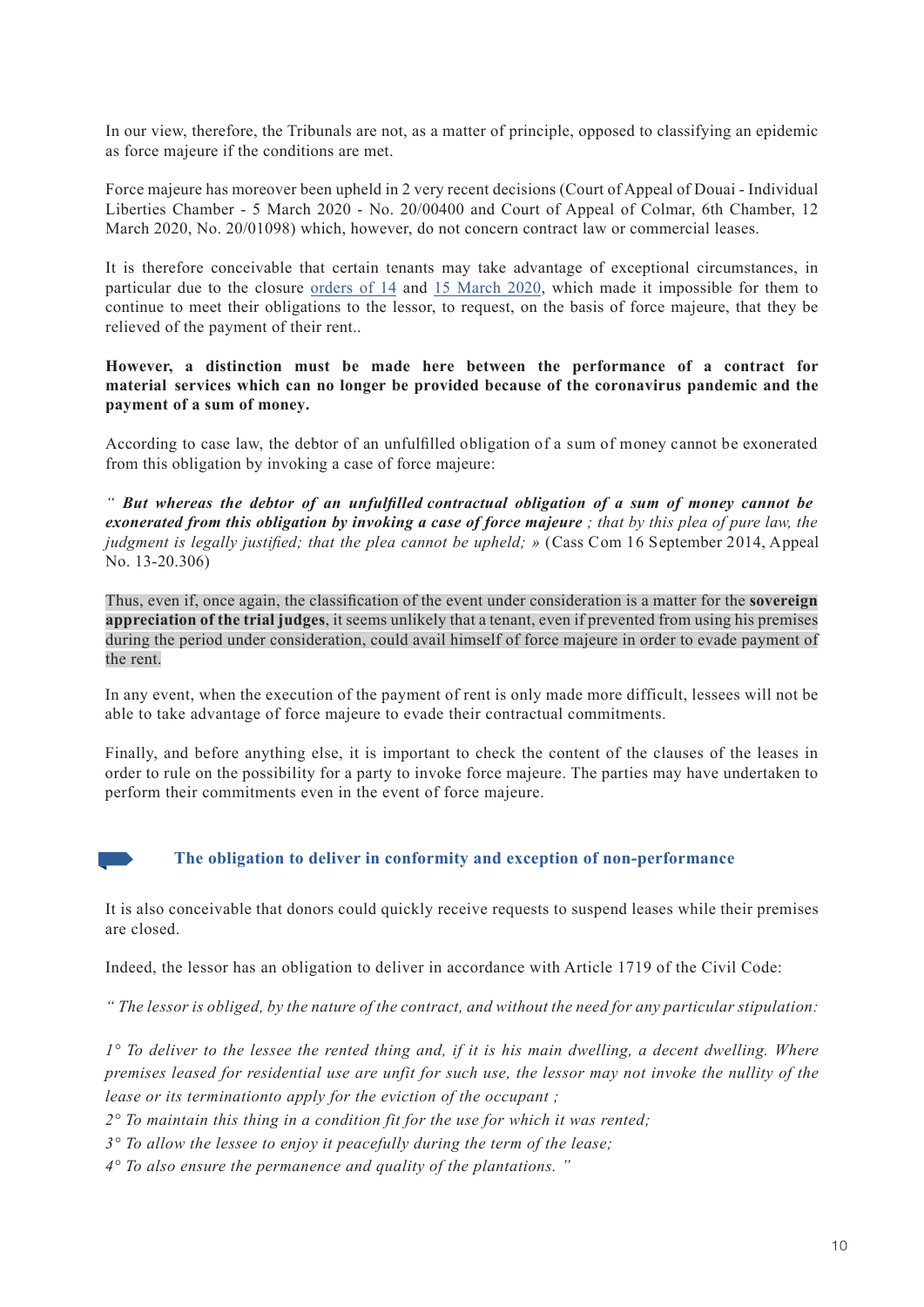In our view, therefore, the Tribunals are not, as a matter of principle, opposed to classifying an epidemic as force majeure if the conditions are met.

Force majeure has moreover been upheld in 2 very recent decisions (Court of Appeal of Douai - Individual Liberties Chamber - 5 March 2020 - No. 20/00400 and Court of Appeal of Colmar, 6th Chamber, 12 March 2020, No. 20/01098) which, however, do not concern contract law or commercial leases.

It is therefore conceivable that certain tenants may take advantage of exceptional circumstances, in particular due to the closure orders of 14 and 15 March 2020, which made it impossible for them to continue to meet their obligations to the lessor, to request, on the basis of force majeure, that they be relieved of the payment of their rent..

**However, a distinction must be made here between the performance of a contract for material services which can no longer be provided because of the coronavirus pandemic and the payment of a sum of money.**

According to case law, the debtor of an unfulfilled obligation of a sum of money cannot be exonerated from this obligation by invoking a case of force majeure:

*" **But whereas the debtor of an unfulfilled contractual obligation of a sum of money cannot be exonerated from this obligation by invoking a case of force majeure** ; that by this plea of pure law, the judgment is legally justified; that the plea cannot be upheld; »* (Cass Com 16 September 2014, Appeal No. 13-20.306)

Thus, even if, once again, the classification of the event under consideration is a matter for the **sovereign appreciation of the trial judges**, it seems unlikely that a tenant, even if prevented from using his premises during the period under consideration, could avail himself of force majeure in order to evade payment of the rent.

In any event, when the execution of the payment of rent is only made more difficult, lessees will not be able to take advantage of force majeure to evade their contractual commitments.

Finally, and before anything else, it is important to check the content of the clauses of the leases in order to rule on the possibility for a party to invoke force majeure. The parties may have undertaken to perform their commitments even in the event of force majeure.

## The obligation to deliver in conformity and exception of non-performance

It is also conceivable that donors could quickly receive requests to suspend leases while their premises are closed.

Indeed, the lessor has an obligation to deliver in accordance with Article 1719 of the Civil Code:

*" The lessor is obliged, by the nature of the contract, and without the need for any particular stipulation:*

*1° To deliver to the lessee the rented thing and, if it is his main dwelling, a decent dwelling. Where premises leased for residential use are unfit for such use, the lessor may not invoke the nullity of the lease or its terminationto apply for the eviction of the occupant ;*
*2° To maintain this thing in a condition fit for the use for which it was rented;*
*3° To allow the lessee to enjoy it peacefully during the term of the lease;*
*4° To also ensure the permanence and quality of the plantations. "*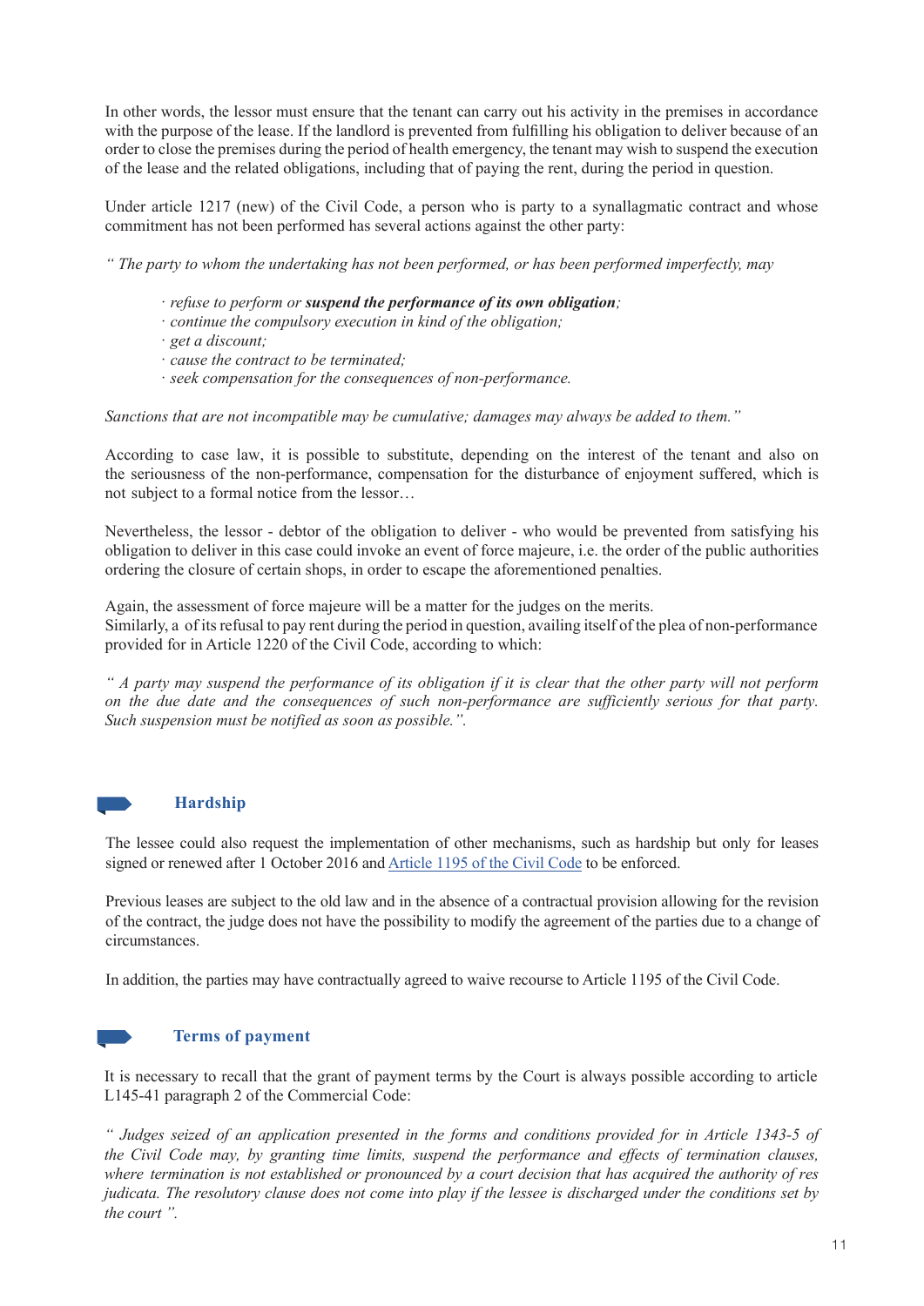In other words, the lessor must ensure that the tenant can carry out his activity in the premises in accordance with the purpose of the lease. If the landlord is prevented from fulfilling his obligation to deliver because of an order to close the premises during the period of health emergency, the tenant may wish to suspend the execution of the lease and the related obligations, including that of paying the rent, during the period in question.

Under article 1217 (new) of the Civil Code, a person who is party to a synallagmatic contract and whose commitment has not been performed has several actions against the other party:

*" The party to whom the undertaking has not been performed, or has been performed imperfectly, may*

- *refuse to perform or* ***suspend the performance of its own obligation****;*
- *continue the compulsory execution in kind of the obligation;*
- *get a discount;*
- *cause the contract to be terminated;*
- *seek compensation for the consequences of non-performance.*

*Sanctions that are not incompatible may be cumulative; damages may always be added to them."*

According to case law, it is possible to substitute, depending on the interest of the tenant and also on the seriousness of the non-performance, compensation for the disturbance of enjoyment suffered, which is not subject to a formal notice from the lessor…

Nevertheless, the lessor - debtor of the obligation to deliver - who would be prevented from satisfying his obligation to deliver in this case could invoke an event of force majeure, i.e. the order of the public authorities ordering the closure of certain shops, in order to escape the aforementioned penalties.

Again, the assessment of force majeure will be a matter for the judges on the merits.
Similarly, a of its refusal to pay rent during the period in question, availing itself of the plea of non-performance provided for in Article 1220 of the Civil Code, according to which:

*" A party may suspend the performance of its obligation if it is clear that the other party will not perform on the due date and the consequences of such non-performance are sufficiently serious for that party. Such suspension must be notified as soon as possible.".*

## Hardship

The lessee could also request the implementation of other mechanisms, such as hardship but only for leases signed or renewed after 1 October 2016 and Article 1195 of the Civil Code to be enforced.

Previous leases are subject to the old law and in the absence of a contractual provision allowing for the revision of the contract, the judge does not have the possibility to modify the agreement of the parties due to a change of circumstances.

In addition, the parties may have contractually agreed to waive recourse to Article 1195 of the Civil Code.

## Terms of payment

It is necessary to recall that the grant of payment terms by the Court is always possible according to article L145-41 paragraph 2 of the Commercial Code:

*" Judges seized of an application presented in the forms and conditions provided for in Article 1343-5 of the Civil Code may, by granting time limits, suspend the performance and effects of termination clauses, where termination is not established or pronounced by a court decision that has acquired the authority of res judicata. The resolutory clause does not come into play if the lessee is discharged under the conditions set by the court ".*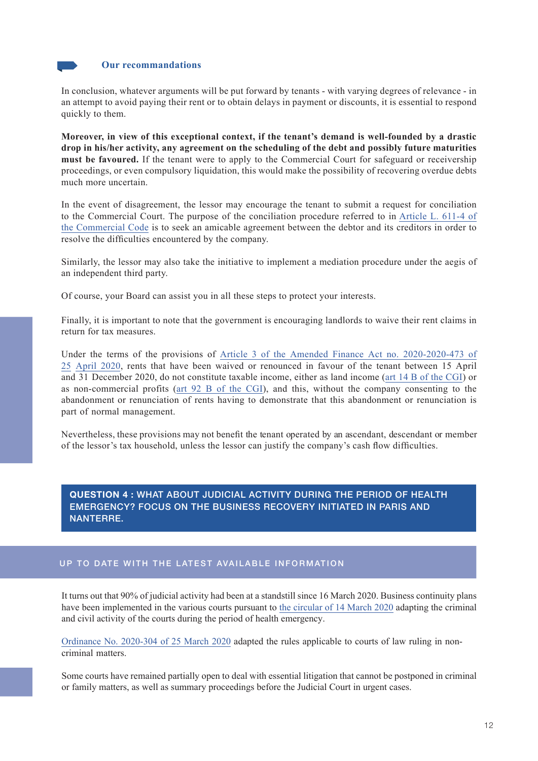### Our recommandations

In conclusion, whatever arguments will be put forward by tenants - with varying degrees of relevance - in an attempt to avoid paying their rent or to obtain delays in payment or discounts, it is essential to respond quickly to them.

**Moreover, in view of this exceptional context, if the tenant's demand is well-founded by a drastic drop in his/her activity, any agreement on the scheduling of the debt and possibly future maturities must be favoured.** If the tenant were to apply to the Commercial Court for safeguard or receivership proceedings, or even compulsory liquidation, this would make the possibility of recovering overdue debts much more uncertain.

In the event of disagreement, the lessor may encourage the tenant to submit a request for conciliation to the Commercial Court. The purpose of the conciliation procedure referred to in Article L. 611-4 of the Commercial Code is to seek an amicable agreement between the debtor and its creditors in order to resolve the difficulties encountered by the company.

Similarly, the lessor may also take the initiative to implement a mediation procedure under the aegis of an independent third party.

Of course, your Board can assist you in all these steps to protect your interests.

Finally, it is important to note that the government is encouraging landlords to waive their rent claims in return for tax measures.

Under the terms of the provisions of Article 3 of the Amended Finance Act no. 2020-2020-473 of 25 April 2020, rents that have been waived or renounced in favour of the tenant between 15 April and 31 December 2020, do not constitute taxable income, either as land income (art 14 B of the CGI) or as non-commercial profits (art 92 B of the CGI), and this, without the company consenting to the abandonment or renunciation of rents having to demonstrate that this abandonment or renunciation is part of normal management.

Nevertheless, these provisions may not benefit the tenant operated by an ascendant, descendant or member of the lessor's tax household, unless the lessor can justify the company's cash flow difficulties.

## QUESTION 4 : WHAT ABOUT JUDICIAL ACTIVITY DURING THE PERIOD OF HEALTH EMERGENCY? FOCUS ON THE BUSINESS RECOVERY INITIATED IN PARIS AND NANTERRE.

### UP TO DATE WITH THE LATEST AVAILABLE INFORMATION

It turns out that 90% of judicial activity had been at a standstill since 16 March 2020. Business continuity plans have been implemented in the various courts pursuant to the circular of 14 March 2020 adapting the criminal and civil activity of the courts during the period of health emergency.

Ordinance No. 2020-304 of 25 March 2020 adapted the rules applicable to courts of law ruling in non-criminal matters.

Some courts have remained partially open to deal with essential litigation that cannot be postponed in criminal or family matters, as well as summary proceedings before the Judicial Court in urgent cases.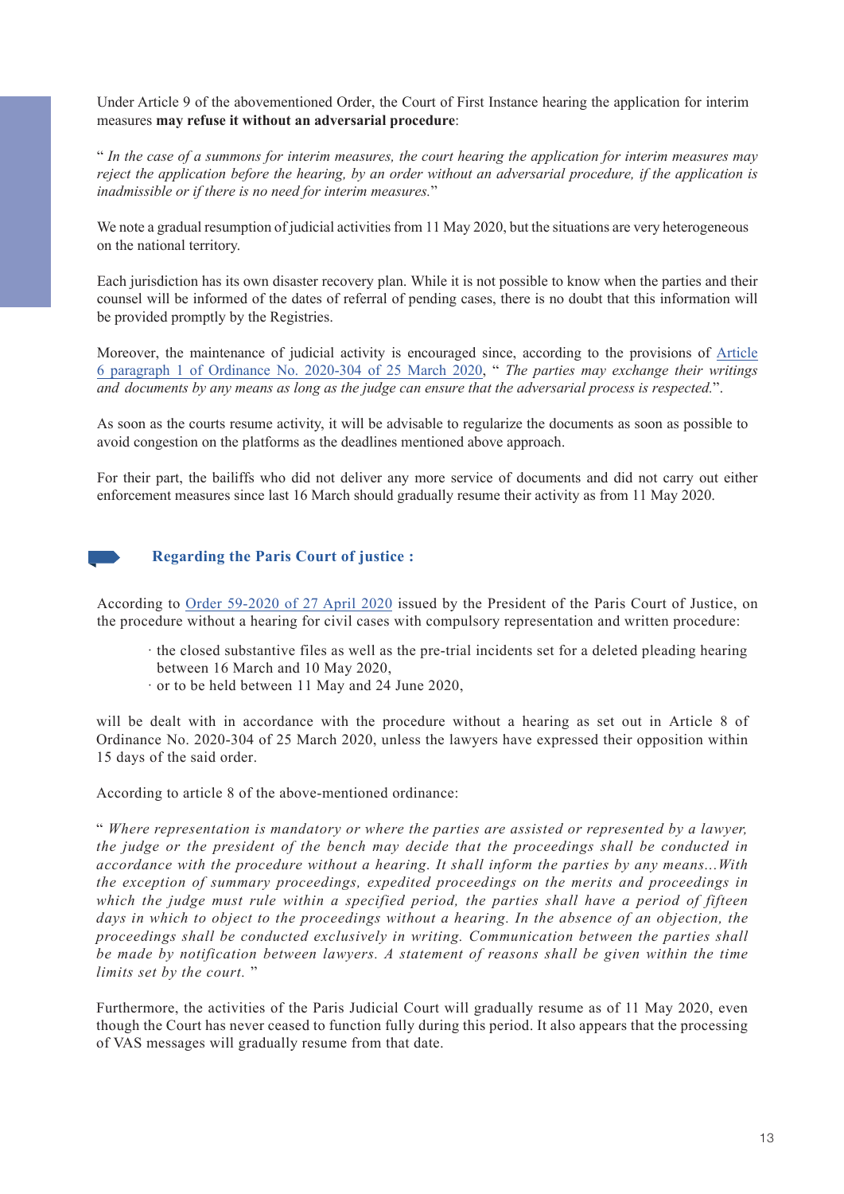Under Article 9 of the abovementioned Order, the Court of First Instance hearing the application for interim measures **may refuse it without an adversarial procedure**:

" *In the case of a summons for interim measures, the court hearing the application for interim measures may reject the application before the hearing, by an order without an adversarial procedure, if the application is inadmissible or if there is no need for interim measures.*"

We note a gradual resumption of judicial activities from 11 May 2020, but the situations are very heterogeneous on the national territory.

Each jurisdiction has its own disaster recovery plan. While it is not possible to know when the parties and their counsel will be informed of the dates of referral of pending cases, there is no doubt that this information will be provided promptly by the Registries.

Moreover, the maintenance of judicial activity is encouraged since, according to the provisions of Article 6 paragraph 1 of Ordinance No. 2020-304 of 25 March 2020, " *The parties may exchange their writings and documents by any means as long as the judge can ensure that the adversarial process is respected.*".

As soon as the courts resume activity, it will be advisable to regularize the documents as soon as possible to avoid congestion on the platforms as the deadlines mentioned above approach.

For their part, the bailiffs who did not deliver any more service of documents and did not carry out either enforcement measures since last 16 March should gradually resume their activity as from 11 May 2020.

### Regarding the Paris Court of justice :

According to Order 59-2020 of 27 April 2020 issued by the President of the Paris Court of Justice, on the procedure without a hearing for civil cases with compulsory representation and written procedure:

- the closed substantive files as well as the pre-trial incidents set for a deleted pleading hearing between 16 March and 10 May 2020,
- or to be held between 11 May and 24 June 2020,

will be dealt with in accordance with the procedure without a hearing as set out in Article 8 of Ordinance No. 2020-304 of 25 March 2020, unless the lawyers have expressed their opposition within 15 days of the said order.

According to article 8 of the above-mentioned ordinance:

" *Where representation is mandatory or where the parties are assisted or represented by a lawyer, the judge or the president of the bench may decide that the proceedings shall be conducted in accordance with the procedure without a hearing. It shall inform the parties by any means...With the exception of summary proceedings, expedited proceedings on the merits and proceedings in which the judge must rule within a specified period, the parties shall have a period of fifteen days in which to object to the proceedings without a hearing. In the absence of an objection, the proceedings shall be conducted exclusively in writing. Communication between the parties shall be made by notification between lawyers. A statement of reasons shall be given within the time limits set by the court.* "

Furthermore, the activities of the Paris Judicial Court will gradually resume as of 11 May 2020, even though the Court has never ceased to function fully during this period. It also appears that the processing of VAS messages will gradually resume from that date.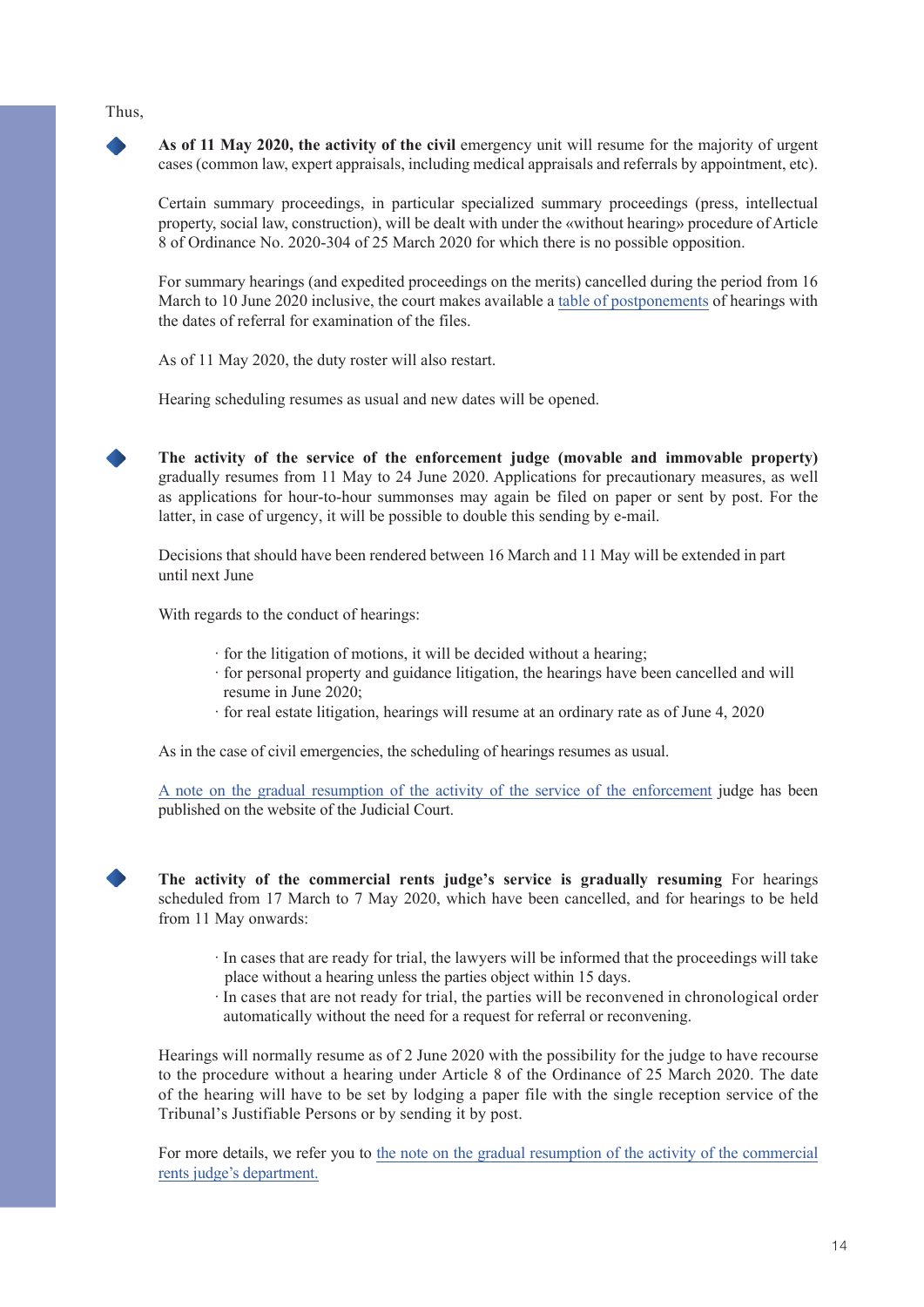Thus,

- **As of 11 May 2020, the activity of the civil** emergency unit will resume for the majority of urgent cases (common law, expert appraisals, including medical appraisals and referrals by appointment, etc).

  Certain summary proceedings, in particular specialized summary proceedings (press, intellectual property, social law, construction), will be dealt with under the «without hearing» procedure of Article 8 of Ordinance No. 2020-304 of 25 March 2020 for which there is no possible opposition.

  For summary hearings (and expedited proceedings on the merits) cancelled during the period from 16 March to 10 June 2020 inclusive, the court makes available a table of postponements of hearings with the dates of referral for examination of the files.

  As of 11 May 2020, the duty roster will also restart.

  Hearing scheduling resumes as usual and new dates will be opened.

- **The activity of the service of the enforcement judge (movable and immovable property)** gradually resumes from 11 May to 24 June 2020. Applications for precautionary measures, as well as applications for hour-to-hour summonses may again be filed on paper or sent by post. For the latter, in case of urgency, it will be possible to double this sending by e-mail.

  Decisions that should have been rendered between 16 March and 11 May will be extended in part until next June

  With regards to the conduct of hearings:

  · for the litigation of motions, it will be decided without a hearing;
  · for personal property and guidance litigation, the hearings have been cancelled and will resume in June 2020;
  · for real estate litigation, hearings will resume at an ordinary rate as of June 4, 2020

  As in the case of civil emergencies, the scheduling of hearings resumes as usual.

  A note on the gradual resumption of the activity of the service of the enforcement judge has been published on the website of the Judicial Court.

- **The activity of the commercial rents judge's service is gradually resuming** For hearings scheduled from 17 March to 7 May 2020, which have been cancelled, and for hearings to be held from 11 May onwards:

  · In cases that are ready for trial, the lawyers will be informed that the proceedings will take place without a hearing unless the parties object within 15 days.
  · In cases that are not ready for trial, the parties will be reconvened in chronological order automatically without the need for a request for referral or reconvening.

  Hearings will normally resume as of 2 June 2020 with the possibility for the judge to have recourse to the procedure without a hearing under Article 8 of the Ordinance of 25 March 2020. The date of the hearing will have to be set by lodging a paper file with the single reception service of the Tribunal's Justifiable Persons or by sending it by post.

  For more details, we refer you to the note on the gradual resumption of the activity of the commercial rents judge's department.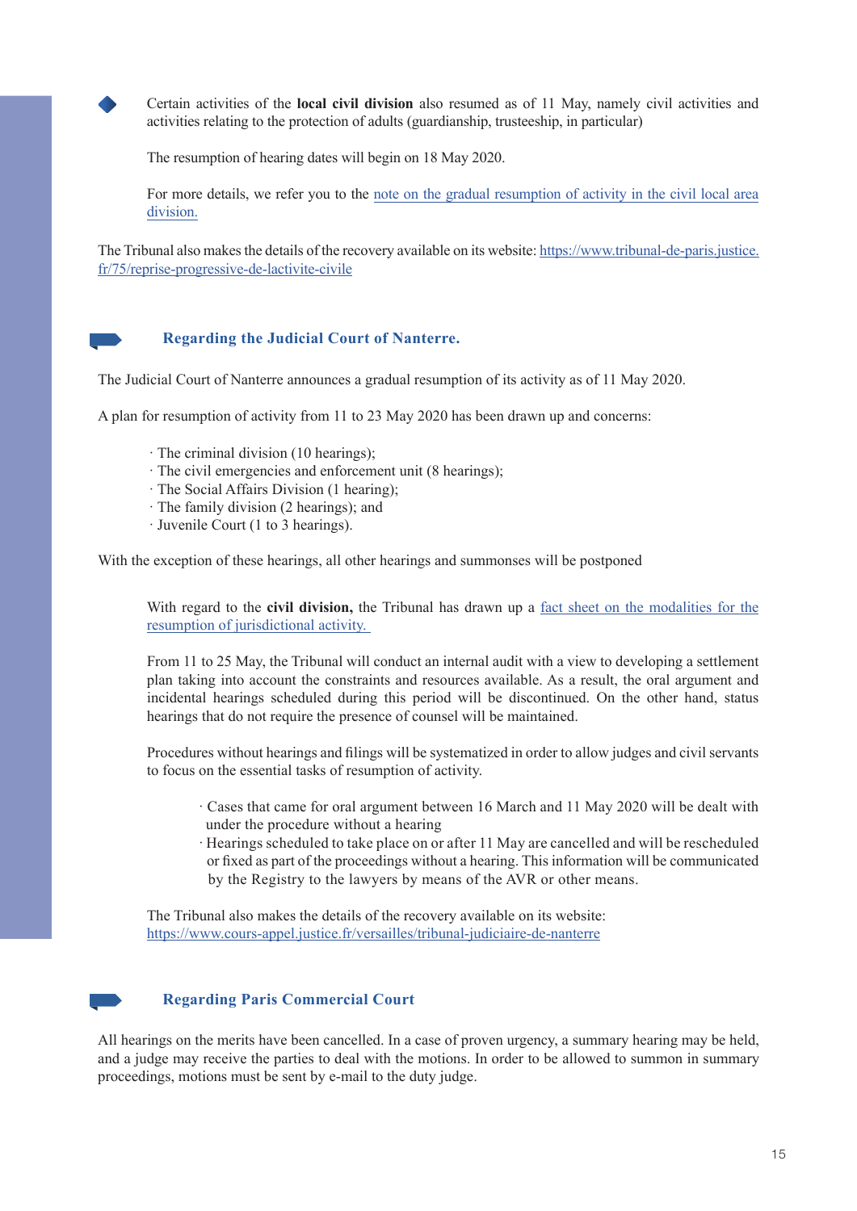- Certain activities of the **local civil division** also resumed as of 11 May, namely civil activities and activities relating to the protection of adults (guardianship, trusteeship, in particular)

  The resumption of hearing dates will begin on 18 May 2020.

  For more details, we refer you to the note on the gradual resumption of activity in the civil local area division.

The Tribunal also makes the details of the recovery available on its website: https://www.tribunal-de-paris.justice.fr/75/reprise-progressive-de-lactivite-civile

## Regarding the Judicial Court of Nanterre.

The Judicial Court of Nanterre announces a gradual resumption of its activity as of 11 May 2020.

A plan for resumption of activity from 11 to 23 May 2020 has been drawn up and concerns:

- The criminal division (10 hearings);
- The civil emergencies and enforcement unit (8 hearings);
- The Social Affairs Division (1 hearing);
- The family division (2 hearings); and
- Juvenile Court (1 to 3 hearings).

With the exception of these hearings, all other hearings and summonses will be postponed

With regard to the **civil division,** the Tribunal has drawn up a fact sheet on the modalities for the resumption of jurisdictional activity.

From 11 to 25 May, the Tribunal will conduct an internal audit with a view to developing a settlement plan taking into account the constraints and resources available. As a result, the oral argument and incidental hearings scheduled during this period will be discontinued. On the other hand, status hearings that do not require the presence of counsel will be maintained.

Procedures without hearings and filings will be systematized in order to allow judges and civil servants to focus on the essential tasks of resumption of activity.

- Cases that came for oral argument between 16 March and 11 May 2020 will be dealt with under the procedure without a hearing
- Hearings scheduled to take place on or after 11 May are cancelled and will be rescheduled or fixed as part of the proceedings without a hearing. This information will be communicated by the Registry to the lawyers by means of the AVR or other means.

The Tribunal also makes the details of the recovery available on its website: https://www.cours-appel.justice.fr/versailles/tribunal-judiciaire-de-nanterre

## Regarding Paris Commercial Court

All hearings on the merits have been cancelled. In a case of proven urgency, a summary hearing may be held, and a judge may receive the parties to deal with the motions. In order to be allowed to summon in summary proceedings, motions must be sent by e-mail to the duty judge.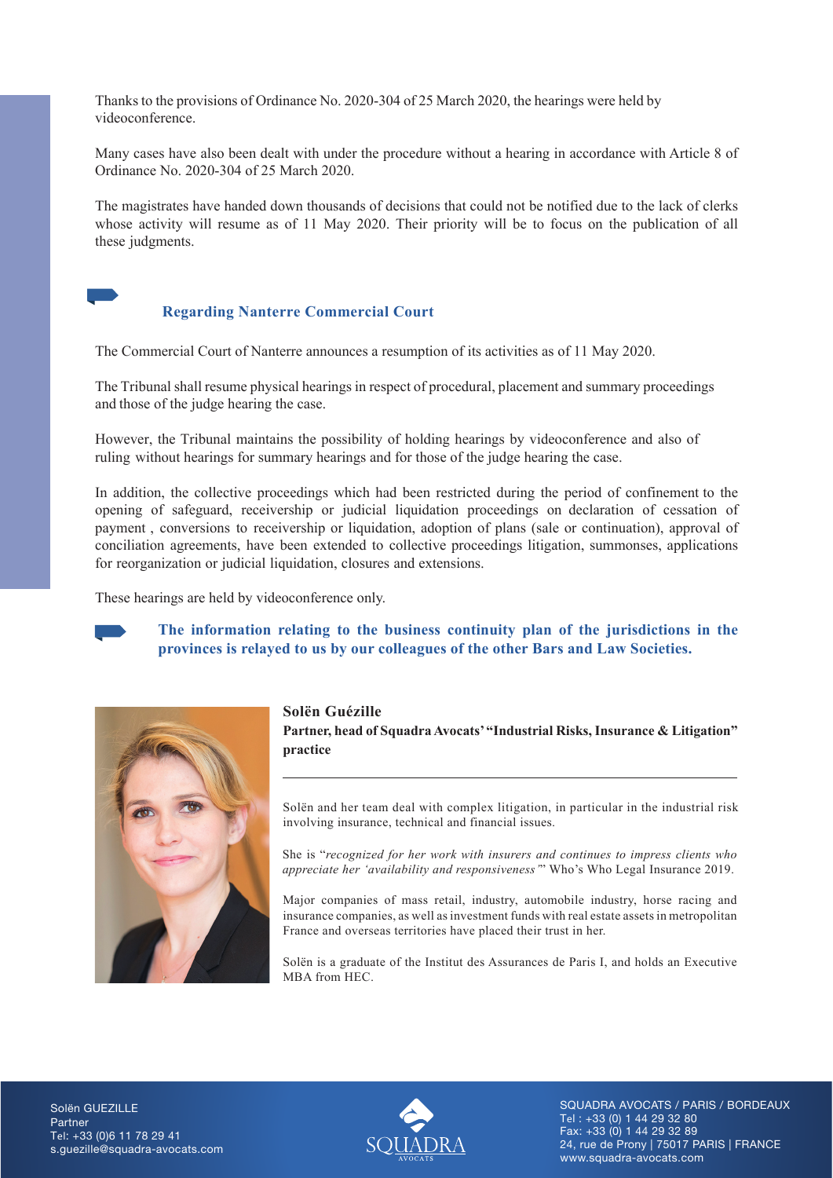Thanks to the provisions of Ordinance No. 2020-304 of 25 March 2020, the hearings were held by videoconference.

Many cases have also been dealt with under the procedure without a hearing in accordance with Article 8 of Ordinance No. 2020-304 of 25 March 2020.

The magistrates have handed down thousands of decisions that could not be notified due to the lack of clerks whose activity will resume as of 11 May 2020. Their priority will be to focus on the publication of all these judgments.

### Regarding Nanterre Commercial Court

The Commercial Court of Nanterre announces a resumption of its activities as of 11 May 2020.

The Tribunal shall resume physical hearings in respect of procedural, placement and summary proceedings and those of the judge hearing the case.

However, the Tribunal maintains the possibility of holding hearings by videoconference and also of ruling without hearings for summary hearings and for those of the judge hearing the case.

In addition, the collective proceedings which had been restricted during the period of confinement to the opening of safeguard, receivership or judicial liquidation proceedings on declaration of cessation of payment , conversions to receivership or liquidation, adoption of plans (sale or continuation), approval of conciliation agreements, have been extended to collective proceedings litigation, summonses, applications for reorganization or judicial liquidation, closures and extensions.

These hearings are held by videoconference only.

**The information relating to the business continuity plan of the jurisdictions in the provinces is relayed to us by our colleagues of the other Bars and Law Societies.**

**Solën Guézille**

**Partner, head of Squadra Avocats' "Industrial Risks, Insurance & Litigation" practice**

Solën and her team deal with complex litigation, in particular in the industrial risk involving insurance, technical and financial issues.

She is "*recognized for her work with insurers and continues to impress clients who appreciate her 'availability and responsiveness'*" Who's Who Legal Insurance 2019.

Major companies of mass retail, industry, automobile industry, horse racing and insurance companies, as well as investment funds with real estate assets in metropolitan France and overseas territories have placed their trust in her.

Solën is a graduate of the Institut des Assurances de Paris I, and holds an Executive MBA from HEC.

Solën GUEZILLE
Partner
Tel: +33 (0)6 11 78 29 41
s.guezille@squadra-avocats.com

SQUADRA AVOCATS

SQUADRA AVOCATS / PARIS / BORDEAUX
Tel : +33 (0) 1 44 29 32 80
Fax: +33 (0) 1 44 29 32 89
24, rue de Prony | 75017 PARIS | FRANCE
www.squadra-avocats.com